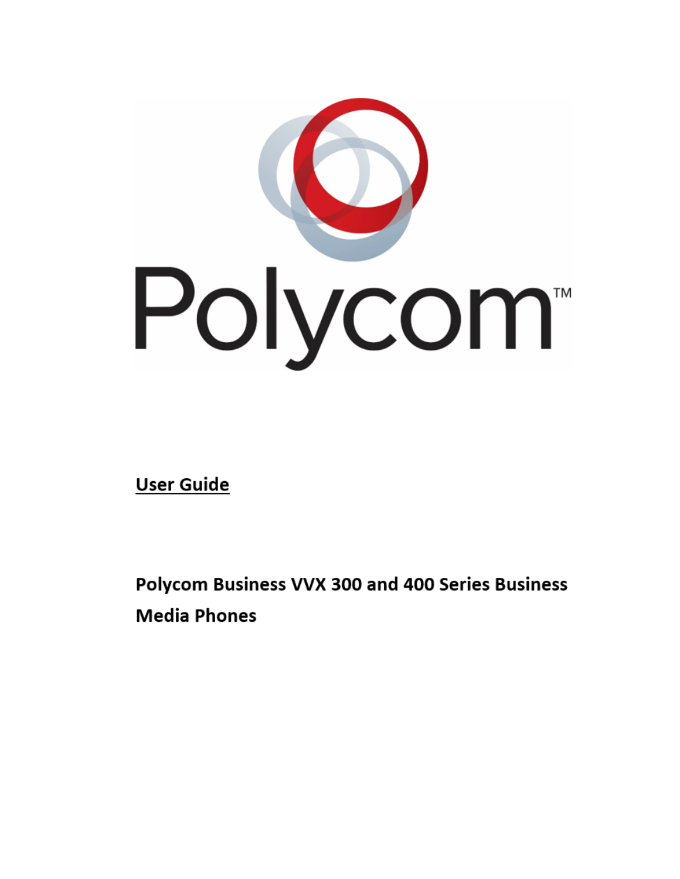Polycom™

**User Guide**

**Polycom Business VVX 300 and 400 Series Business Media Phones**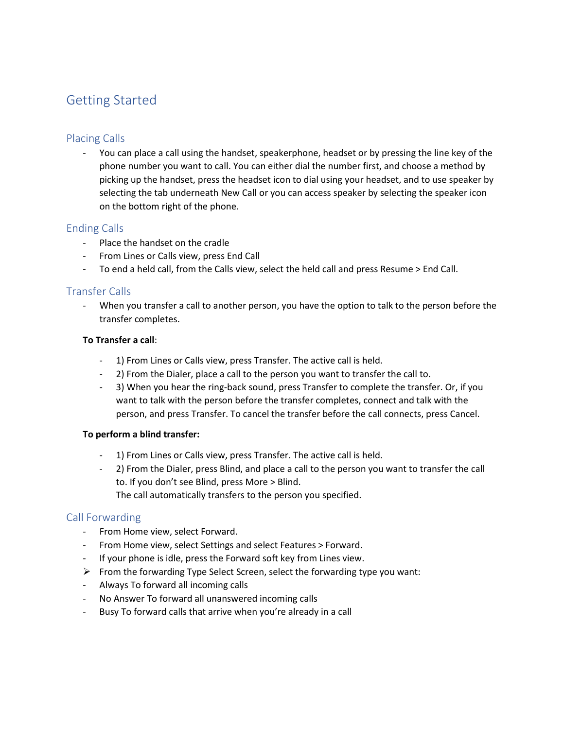# Getting Started

## Placing Calls

- You can place a call using the handset, speakerphone, headset or by pressing the line key of the phone number you want to call. You can either dial the number first, and choose a method by picking up the handset, press the headset icon to dial using your headset, and to use speaker by selecting the tab underneath New Call or you can access speaker by selecting the speaker icon on the bottom right of the phone.

## Ending Calls

- Place the handset on the cradle
- From Lines or Calls view, press End Call
- To end a held call, from the Calls view, select the held call and press Resume > End Call.

## Transfer Calls

- When you transfer a call to another person, you have the option to talk to the person before the transfer completes.

**To Transfer a call**:

- 1) From Lines or Calls view, press Transfer. The active call is held.
- 2) From the Dialer, place a call to the person you want to transfer the call to.
- 3) When you hear the ring-back sound, press Transfer to complete the transfer. Or, if you want to talk with the person before the transfer completes, connect and talk with the person, and press Transfer. To cancel the transfer before the call connects, press Cancel.

**To perform a blind transfer:**

- 1) From Lines or Calls view, press Transfer. The active call is held.
- 2) From the Dialer, press Blind, and place a call to the person you want to transfer the call to. If you don't see Blind, press More > Blind.
  The call automatically transfers to the person you specified.

## Call Forwarding

- From Home view, select Forward.
- From Home view, select Settings and select Features > Forward.
- If your phone is idle, press the Forward soft key from Lines view.
- ➢ From the forwarding Type Select Screen, select the forwarding type you want:
- Always To forward all incoming calls
- No Answer To forward all unanswered incoming calls
- Busy To forward calls that arrive when you're already in a call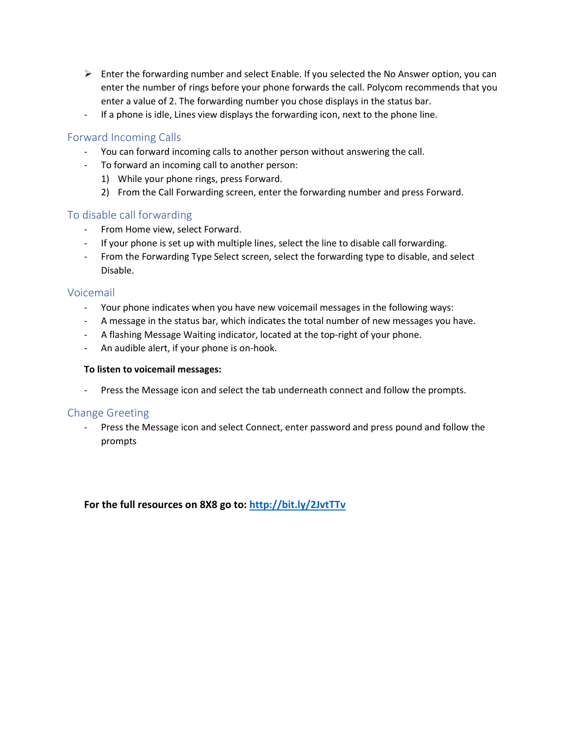- ➢ Enter the forwarding number and select Enable. If you selected the No Answer option, you can enter the number of rings before your phone forwards the call. Polycom recommends that you enter a value of 2. The forwarding number you chose displays in the status bar.
- If a phone is idle, Lines view displays the forwarding icon, next to the phone line.

## Forward Incoming Calls

- You can forward incoming calls to another person without answering the call.
- To forward an incoming call to another person:
  1) While your phone rings, press Forward.
  2) From the Call Forwarding screen, enter the forwarding number and press Forward.

## To disable call forwarding

- From Home view, select Forward.
- If your phone is set up with multiple lines, select the line to disable call forwarding.
- From the Forwarding Type Select screen, select the forwarding type to disable, and select Disable.

## Voicemail

- Your phone indicates when you have new voicemail messages in the following ways:
- A message in the status bar, which indicates the total number of new messages you have.
- A flashing Message Waiting indicator, located at the top-right of your phone.
- An audible alert, if your phone is on-hook.

**To listen to voicemail messages:**

- Press the Message icon and select the tab underneath connect and follow the prompts.

## Change Greeting

- Press the Message icon and select Connect, enter password and press pound and follow the prompts

**For the full resources on 8X8 go to: [http://bit.ly/2JvtTTv](http://bit.ly/2JvtTTv)**